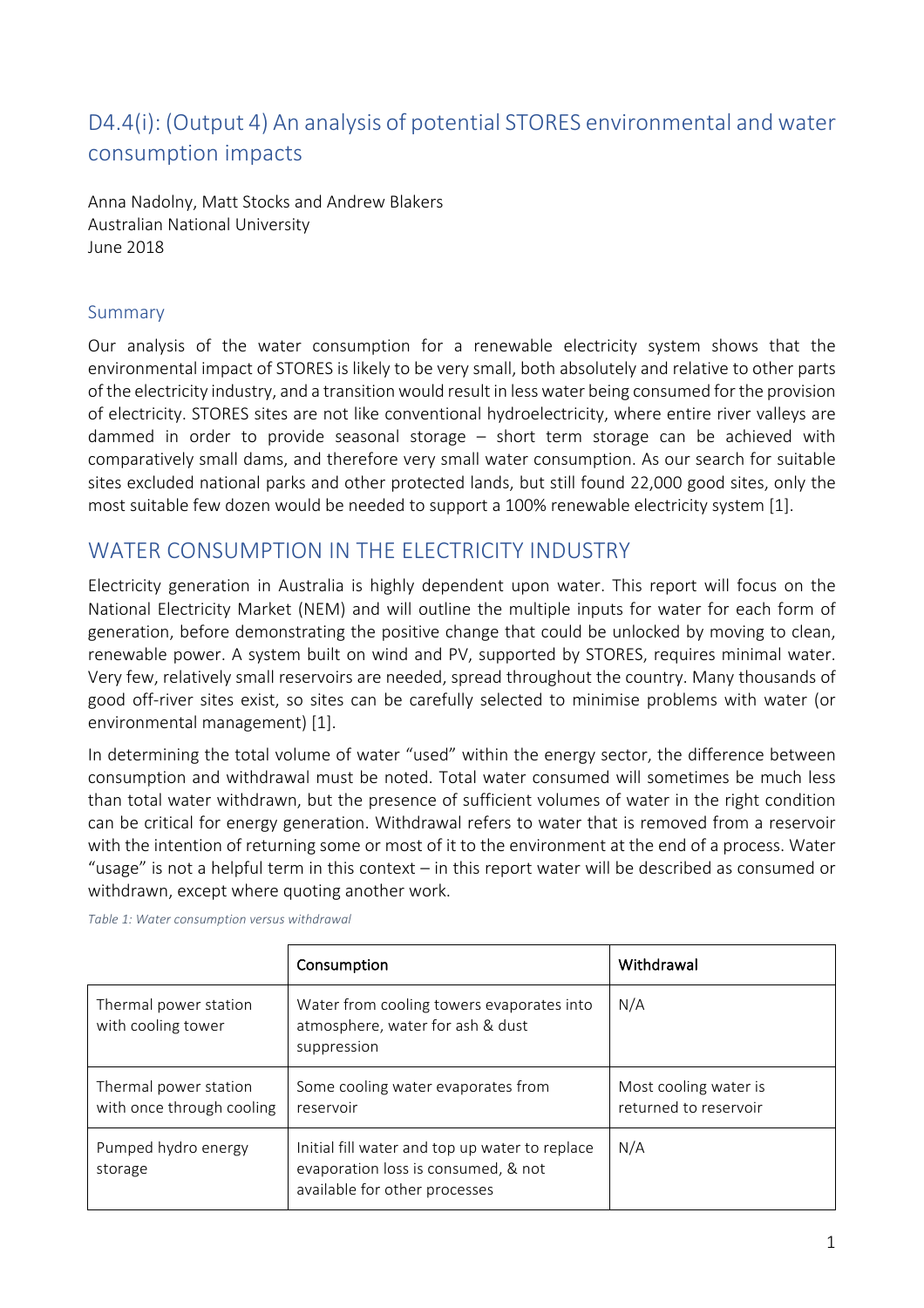# D4.4(i): (Output 4) An analysis of potential STORES environmental and water consumption impacts

Anna Nadolny, Matt Stocks and Andrew Blakers
Australian National University
June 2018

## Summary

Our analysis of the water consumption for a renewable electricity system shows that the environmental impact of STORES is likely to be very small, both absolutely and relative to other parts of the electricity industry, and a transition would result in less water being consumed for the provision of electricity. STORES sites are not like conventional hydroelectricity, where entire river valleys are dammed in order to provide seasonal storage – short term storage can be achieved with comparatively small dams, and therefore very small water consumption. As our search for suitable sites excluded national parks and other protected lands, but still found 22,000 good sites, only the most suitable few dozen would be needed to support a 100% renewable electricity system [1].

## WATER CONSUMPTION IN THE ELECTRICITY INDUSTRY

Electricity generation in Australia is highly dependent upon water. This report will focus on the National Electricity Market (NEM) and will outline the multiple inputs for water for each form of generation, before demonstrating the positive change that could be unlocked by moving to clean, renewable power. A system built on wind and PV, supported by STORES, requires minimal water. Very few, relatively small reservoirs are needed, spread throughout the country. Many thousands of good off-river sites exist, so sites can be carefully selected to minimise problems with water (or environmental management) [1].

In determining the total volume of water "used" within the energy sector, the difference between consumption and withdrawal must be noted. Total water consumed will sometimes be much less than total water withdrawn, but the presence of sufficient volumes of water in the right condition can be critical for energy generation. Withdrawal refers to water that is removed from a reservoir with the intention of returning some or most of it to the environment at the end of a process. Water "usage" is not a helpful term in this context – in this report water will be described as consumed or withdrawn, except where quoting another work.

*Table 1: Water consumption versus withdrawal*

| | Consumption | Withdrawal |
|---|---|---|
| Thermal power station with cooling tower | Water from cooling towers evaporates into atmosphere, water for ash & dust suppression | N/A |
| Thermal power station with once through cooling | Some cooling water evaporates from reservoir | Most cooling water is returned to reservoir |
| Pumped hydro energy storage | Initial fill water and top up water to replace evaporation loss is consumed, & not available for other processes | N/A |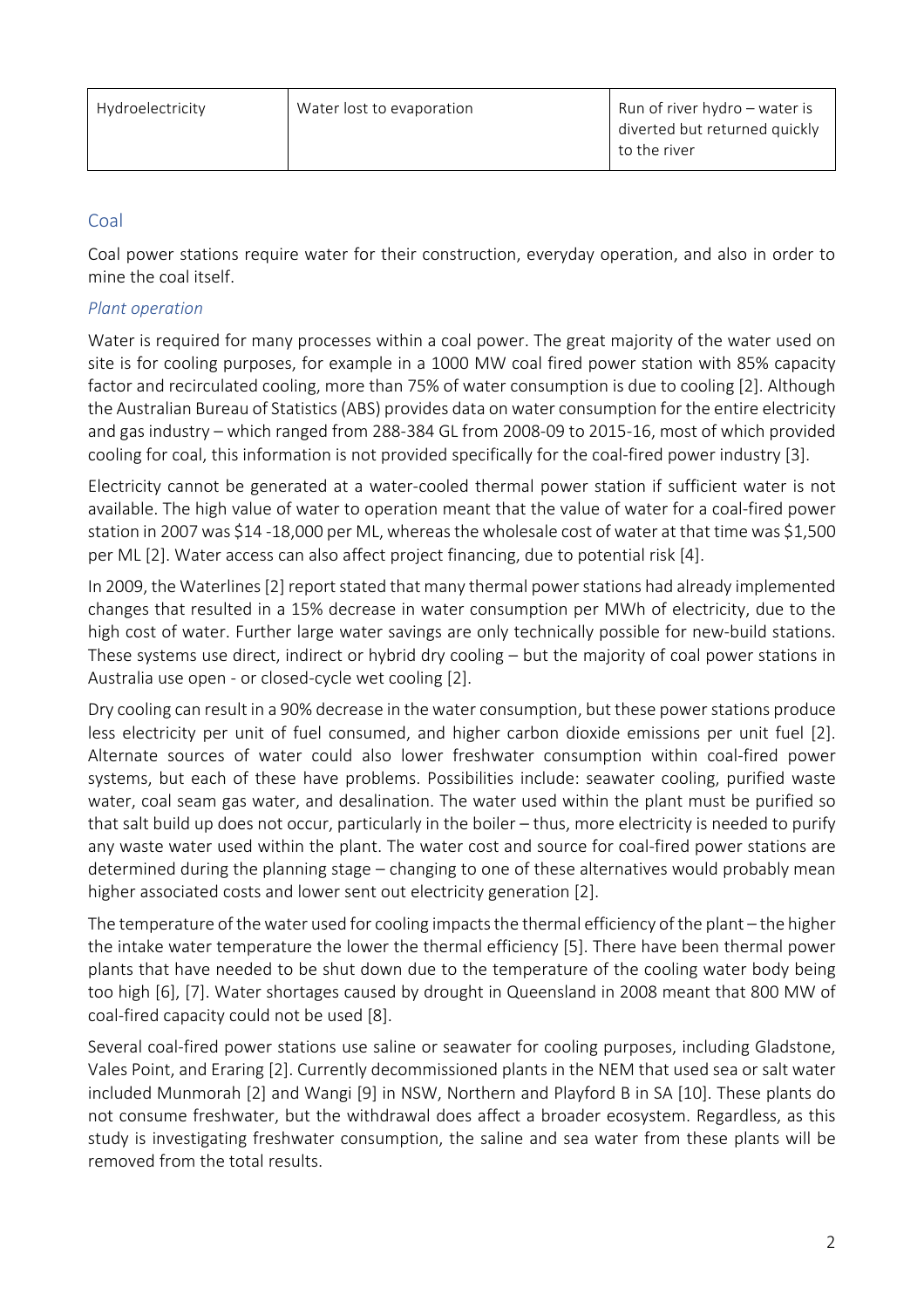| Hydroelectricity | Water lost to evaporation | Run of river hydro – water is diverted but returned quickly to the river |
| --- | --- | --- |

## Coal

Coal power stations require water for their construction, everyday operation, and also in order to mine the coal itself.

### *Plant operation*

Water is required for many processes within a coal power. The great majority of the water used on site is for cooling purposes, for example in a 1000 MW coal fired power station with 85% capacity factor and recirculated cooling, more than 75% of water consumption is due to cooling [2]. Although the Australian Bureau of Statistics (ABS) provides data on water consumption for the entire electricity and gas industry – which ranged from 288-384 GL from 2008-09 to 2015-16, most of which provided cooling for coal, this information is not provided specifically for the coal-fired power industry [3].

Electricity cannot be generated at a water-cooled thermal power station if sufficient water is not available. The high value of water to operation meant that the value of water for a coal-fired power station in 2007 was $14 -18,000 per ML, whereas the wholesale cost of water at that time was $1,500 per ML [2]. Water access can also affect project financing, due to potential risk [4].

In 2009, the Waterlines [2] report stated that many thermal power stations had already implemented changes that resulted in a 15% decrease in water consumption per MWh of electricity, due to the high cost of water. Further large water savings are only technically possible for new-build stations. These systems use direct, indirect or hybrid dry cooling – but the majority of coal power stations in Australia use open - or closed-cycle wet cooling [2].

Dry cooling can result in a 90% decrease in the water consumption, but these power stations produce less electricity per unit of fuel consumed, and higher carbon dioxide emissions per unit fuel [2]. Alternate sources of water could also lower freshwater consumption within coal-fired power systems, but each of these have problems. Possibilities include: seawater cooling, purified waste water, coal seam gas water, and desalination. The water used within the plant must be purified so that salt build up does not occur, particularly in the boiler – thus, more electricity is needed to purify any waste water used within the plant. The water cost and source for coal-fired power stations are determined during the planning stage – changing to one of these alternatives would probably mean higher associated costs and lower sent out electricity generation [2].

The temperature of the water used for cooling impacts the thermal efficiency of the plant – the higher the intake water temperature the lower the thermal efficiency [5]. There have been thermal power plants that have needed to be shut down due to the temperature of the cooling water body being too high [6], [7]. Water shortages caused by drought in Queensland in 2008 meant that 800 MW of coal-fired capacity could not be used [8].

Several coal-fired power stations use saline or seawater for cooling purposes, including Gladstone, Vales Point, and Eraring [2]. Currently decommissioned plants in the NEM that used sea or salt water included Munmorah [2] and Wangi [9] in NSW, Northern and Playford B in SA [10]. These plants do not consume freshwater, but the withdrawal does affect a broader ecosystem. Regardless, as this study is investigating freshwater consumption, the saline and sea water from these plants will be removed from the total results.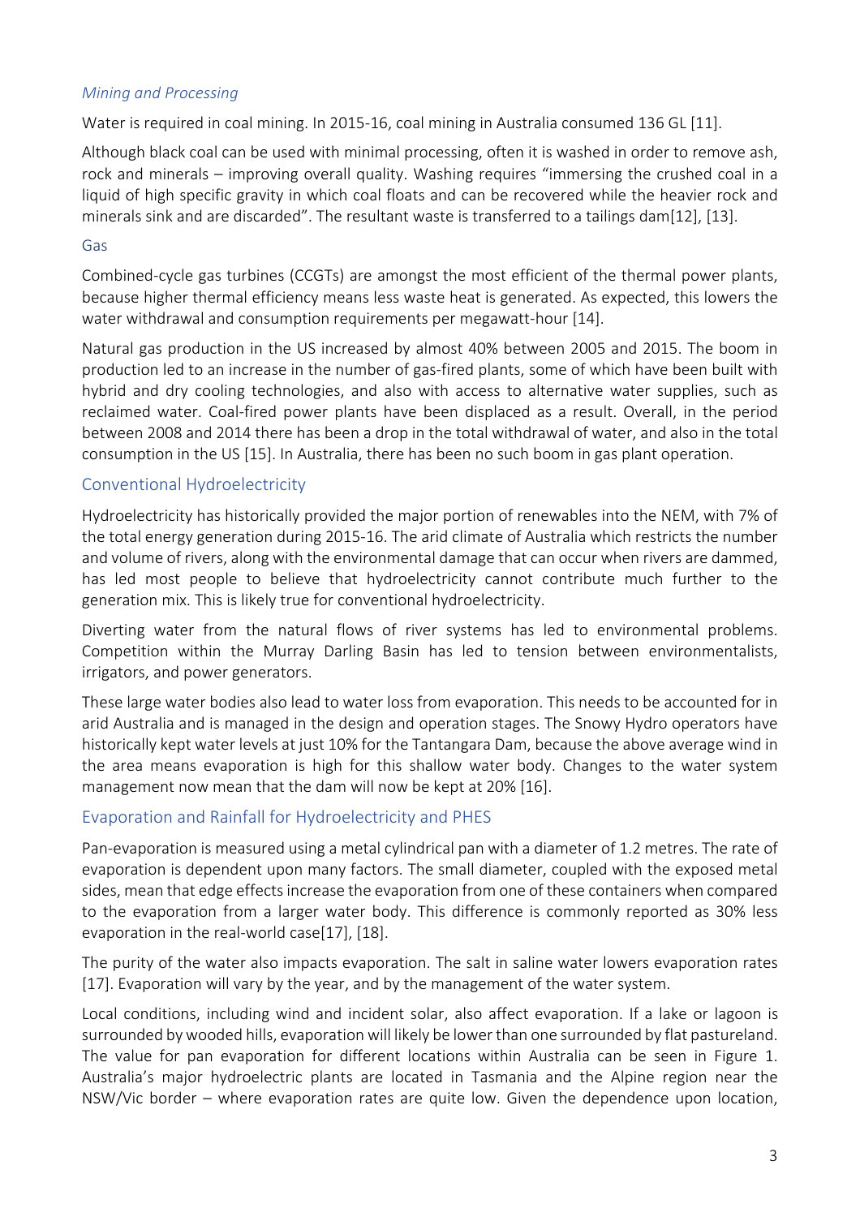### *Mining and Processing*

Water is required in coal mining. In 2015-16, coal mining in Australia consumed 136 GL [11].

Although black coal can be used with minimal processing, often it is washed in order to remove ash, rock and minerals – improving overall quality. Washing requires "immersing the crushed coal in a liquid of high specific gravity in which coal floats and can be recovered while the heavier rock and minerals sink and are discarded". The resultant waste is transferred to a tailings dam[12], [13].

### Gas

Combined-cycle gas turbines (CCGTs) are amongst the most efficient of the thermal power plants, because higher thermal efficiency means less waste heat is generated. As expected, this lowers the water withdrawal and consumption requirements per megawatt-hour [14].

Natural gas production in the US increased by almost 40% between 2005 and 2015. The boom in production led to an increase in the number of gas-fired plants, some of which have been built with hybrid and dry cooling technologies, and also with access to alternative water supplies, such as reclaimed water. Coal-fired power plants have been displaced as a result. Overall, in the period between 2008 and 2014 there has been a drop in the total withdrawal of water, and also in the total consumption in the US [15]. In Australia, there has been no such boom in gas plant operation.

## Conventional Hydroelectricity

Hydroelectricity has historically provided the major portion of renewables into the NEM, with 7% of the total energy generation during 2015-16. The arid climate of Australia which restricts the number and volume of rivers, along with the environmental damage that can occur when rivers are dammed, has led most people to believe that hydroelectricity cannot contribute much further to the generation mix. This is likely true for conventional hydroelectricity.

Diverting water from the natural flows of river systems has led to environmental problems. Competition within the Murray Darling Basin has led to tension between environmentalists, irrigators, and power generators.

These large water bodies also lead to water loss from evaporation. This needs to be accounted for in arid Australia and is managed in the design and operation stages. The Snowy Hydro operators have historically kept water levels at just 10% for the Tantangara Dam, because the above average wind in the area means evaporation is high for this shallow water body. Changes to the water system management now mean that the dam will now be kept at 20% [16].

## Evaporation and Rainfall for Hydroelectricity and PHES

Pan-evaporation is measured using a metal cylindrical pan with a diameter of 1.2 metres. The rate of evaporation is dependent upon many factors. The small diameter, coupled with the exposed metal sides, mean that edge effects increase the evaporation from one of these containers when compared to the evaporation from a larger water body. This difference is commonly reported as 30% less evaporation in the real-world case[17], [18].

The purity of the water also impacts evaporation. The salt in saline water lowers evaporation rates [17]. Evaporation will vary by the year, and by the management of the water system.

Local conditions, including wind and incident solar, also affect evaporation. If a lake or lagoon is surrounded by wooded hills, evaporation will likely be lower than one surrounded by flat pastureland. The value for pan evaporation for different locations within Australia can be seen in Figure 1. Australia's major hydroelectric plants are located in Tasmania and the Alpine region near the NSW/Vic border – where evaporation rates are quite low. Given the dependence upon location,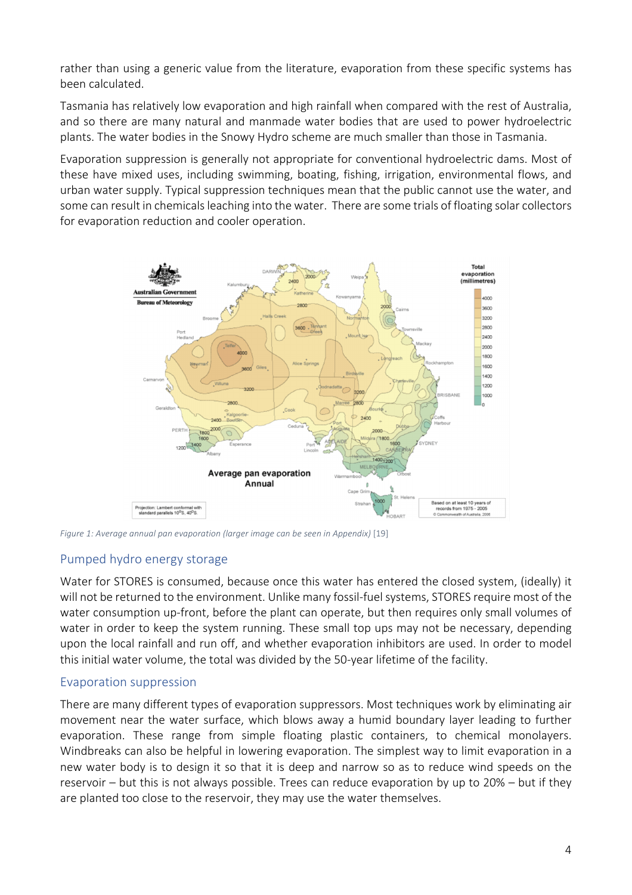rather than using a generic value from the literature, evaporation from these specific systems has been calculated.

Tasmania has relatively low evaporation and high rainfall when compared with the rest of Australia, and so there are many natural and manmade water bodies that are used to power hydroelectric plants. The water bodies in the Snowy Hydro scheme are much smaller than those in Tasmania.

Evaporation suppression is generally not appropriate for conventional hydroelectric dams. Most of these have mixed uses, including swimming, boating, fishing, irrigation, environmental flows, and urban water supply. Typical suppression techniques mean that the public cannot use the water, and some can result in chemicals leaching into the water. There are some trials of floating solar collectors for evaporation reduction and cooler operation.

*Figure 1: Average annual pan evaporation (larger image can be seen in Appendix)* [19]

## Pumped hydro energy storage

Water for STORES is consumed, because once this water has entered the closed system, (ideally) it will not be returned to the environment. Unlike many fossil-fuel systems, STORES require most of the water consumption up-front, before the plant can operate, but then requires only small volumes of water in order to keep the system running. These small top ups may not be necessary, depending upon the local rainfall and run off, and whether evaporation inhibitors are used. In order to model this initial water volume, the total was divided by the 50-year lifetime of the facility.

## Evaporation suppression

There are many different types of evaporation suppressors. Most techniques work by eliminating air movement near the water surface, which blows away a humid boundary layer leading to further evaporation. These range from simple floating plastic containers, to chemical monolayers. Windbreaks can also be helpful in lowering evaporation. The simplest way to limit evaporation in a new water body is to design it so that it is deep and narrow so as to reduce wind speeds on the reservoir – but this is not always possible. Trees can reduce evaporation by up to 20% – but if they are planted too close to the reservoir, they may use the water themselves.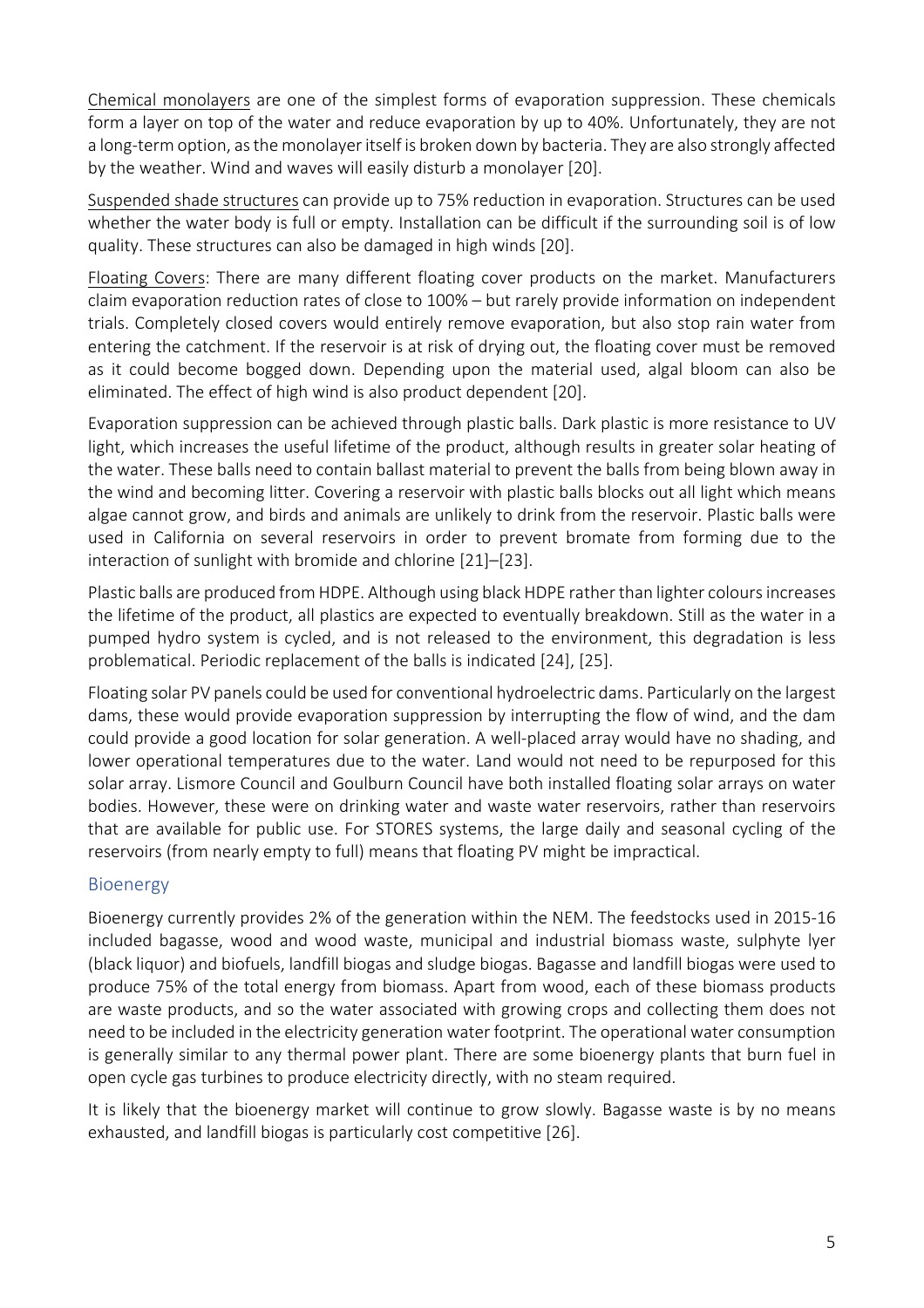<u>Chemical monolayers</u> are one of the simplest forms of evaporation suppression. These chemicals form a layer on top of the water and reduce evaporation by up to 40%. Unfortunately, they are not a long-term option, as the monolayer itself is broken down by bacteria. They are also strongly affected by the weather. Wind and waves will easily disturb a monolayer [20].

<u>Suspended shade structures</u> can provide up to 75% reduction in evaporation. Structures can be used whether the water body is full or empty. Installation can be difficult if the surrounding soil is of low quality. These structures can also be damaged in high winds [20].

<u>Floating Covers</u>: There are many different floating cover products on the market. Manufacturers claim evaporation reduction rates of close to 100% – but rarely provide information on independent trials. Completely closed covers would entirely remove evaporation, but also stop rain water from entering the catchment. If the reservoir is at risk of drying out, the floating cover must be removed as it could become bogged down. Depending upon the material used, algal bloom can also be eliminated. The effect of high wind is also product dependent [20].

Evaporation suppression can be achieved through plastic balls. Dark plastic is more resistance to UV light, which increases the useful lifetime of the product, although results in greater solar heating of the water. These balls need to contain ballast material to prevent the balls from being blown away in the wind and becoming litter. Covering a reservoir with plastic balls blocks out all light which means algae cannot grow, and birds and animals are unlikely to drink from the reservoir. Plastic balls were used in California on several reservoirs in order to prevent bromate from forming due to the interaction of sunlight with bromide and chlorine [21]–[23].

Plastic balls are produced from HDPE. Although using black HDPE rather than lighter colours increases the lifetime of the product, all plastics are expected to eventually breakdown. Still as the water in a pumped hydro system is cycled, and is not released to the environment, this degradation is less problematical. Periodic replacement of the balls is indicated [24], [25].

Floating solar PV panels could be used for conventional hydroelectric dams. Particularly on the largest dams, these would provide evaporation suppression by interrupting the flow of wind, and the dam could provide a good location for solar generation. A well-placed array would have no shading, and lower operational temperatures due to the water. Land would not need to be repurposed for this solar array. Lismore Council and Goulburn Council have both installed floating solar arrays on water bodies. However, these were on drinking water and waste water reservoirs, rather than reservoirs that are available for public use. For STORES systems, the large daily and seasonal cycling of the reservoirs (from nearly empty to full) means that floating PV might be impractical.

## Bioenergy

Bioenergy currently provides 2% of the generation within the NEM. The feedstocks used in 2015-16 included bagasse, wood and wood waste, municipal and industrial biomass waste, sulphyte lyer (black liquor) and biofuels, landfill biogas and sludge biogas. Bagasse and landfill biogas were used to produce 75% of the total energy from biomass. Apart from wood, each of these biomass products are waste products, and so the water associated with growing crops and collecting them does not need to be included in the electricity generation water footprint. The operational water consumption is generally similar to any thermal power plant. There are some bioenergy plants that burn fuel in open cycle gas turbines to produce electricity directly, with no steam required.

It is likely that the bioenergy market will continue to grow slowly. Bagasse waste is by no means exhausted, and landfill biogas is particularly cost competitive [26].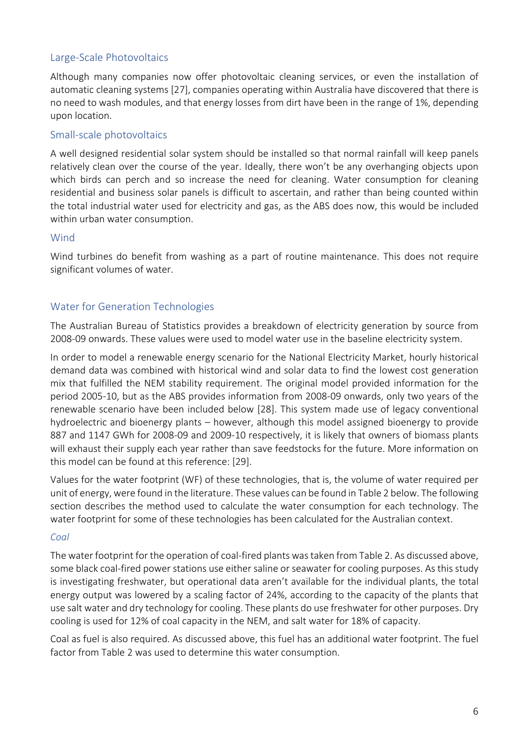### Large-Scale Photovoltaics

Although many companies now offer photovoltaic cleaning services, or even the installation of automatic cleaning systems [27], companies operating within Australia have discovered that there is no need to wash modules, and that energy losses from dirt have been in the range of 1%, depending upon location.

### Small-scale photovoltaics

A well designed residential solar system should be installed so that normal rainfall will keep panels relatively clean over the course of the year. Ideally, there won't be any overhanging objects upon which birds can perch and so increase the need for cleaning. Water consumption for cleaning residential and business solar panels is difficult to ascertain, and rather than being counted within the total industrial water used for electricity and gas, as the ABS does now, this would be included within urban water consumption.

### Wind

Wind turbines do benefit from washing as a part of routine maintenance. This does not require significant volumes of water.

## Water for Generation Technologies

The Australian Bureau of Statistics provides a breakdown of electricity generation by source from 2008-09 onwards. These values were used to model water use in the baseline electricity system.

In order to model a renewable energy scenario for the National Electricity Market, hourly historical demand data was combined with historical wind and solar data to find the lowest cost generation mix that fulfilled the NEM stability requirement. The original model provided information for the period 2005-10, but as the ABS provides information from 2008-09 onwards, only two years of the renewable scenario have been included below [28]. This system made use of legacy conventional hydroelectric and bioenergy plants – however, although this model assigned bioenergy to provide 887 and 1147 GWh for 2008-09 and 2009-10 respectively, it is likely that owners of biomass plants will exhaust their supply each year rather than save feedstocks for the future. More information on this model can be found at this reference: [29].

Values for the water footprint (WF) of these technologies, that is, the volume of water required per unit of energy, were found in the literature. These values can be found in Table 2 below. The following section describes the method used to calculate the water consumption for each technology. The water footprint for some of these technologies has been calculated for the Australian context.

*Coal*

The water footprint for the operation of coal-fired plants was taken from Table 2. As discussed above, some black coal-fired power stations use either saline or seawater for cooling purposes. As this study is investigating freshwater, but operational data aren't available for the individual plants, the total energy output was lowered by a scaling factor of 24%, according to the capacity of the plants that use salt water and dry technology for cooling. These plants do use freshwater for other purposes. Dry cooling is used for 12% of coal capacity in the NEM, and salt water for 18% of capacity.

Coal as fuel is also required. As discussed above, this fuel has an additional water footprint. The fuel factor from Table 2 was used to determine this water consumption.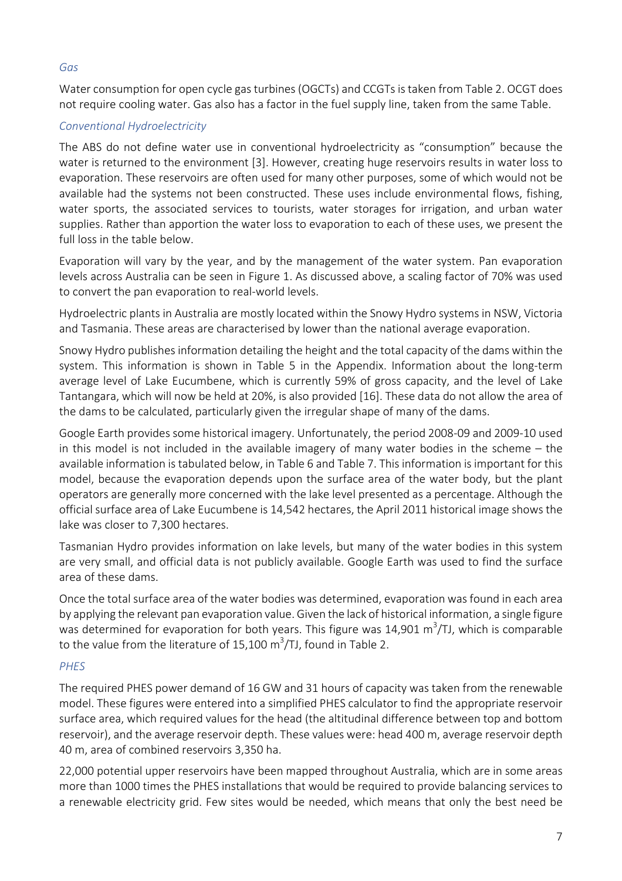### *Gas*

Water consumption for open cycle gas turbines (OGCTs) and CCGTs is taken from Table 2. OCGT does not require cooling water. Gas also has a factor in the fuel supply line, taken from the same Table.

### *Conventional Hydroelectricity*

The ABS do not define water use in conventional hydroelectricity as "consumption" because the water is returned to the environment [3]. However, creating huge reservoirs results in water loss to evaporation. These reservoirs are often used for many other purposes, some of which would not be available had the systems not been constructed. These uses include environmental flows, fishing, water sports, the associated services to tourists, water storages for irrigation, and urban water supplies. Rather than apportion the water loss to evaporation to each of these uses, we present the full loss in the table below.

Evaporation will vary by the year, and by the management of the water system. Pan evaporation levels across Australia can be seen in Figure 1. As discussed above, a scaling factor of 70% was used to convert the pan evaporation to real-world levels.

Hydroelectric plants in Australia are mostly located within the Snowy Hydro systems in NSW, Victoria and Tasmania. These areas are characterised by lower than the national average evaporation.

Snowy Hydro publishes information detailing the height and the total capacity of the dams within the system. This information is shown in Table 5 in the Appendix. Information about the long-term average level of Lake Eucumbene, which is currently 59% of gross capacity, and the level of Lake Tantangara, which will now be held at 20%, is also provided [16]. These data do not allow the area of the dams to be calculated, particularly given the irregular shape of many of the dams.

Google Earth provides some historical imagery. Unfortunately, the period 2008-09 and 2009-10 used in this model is not included in the available imagery of many water bodies in the scheme – the available information is tabulated below, in Table 6 and Table 7. This information is important for this model, because the evaporation depends upon the surface area of the water body, but the plant operators are generally more concerned with the lake level presented as a percentage. Although the official surface area of Lake Eucumbene is 14,542 hectares, the April 2011 historical image shows the lake was closer to 7,300 hectares.

Tasmanian Hydro provides information on lake levels, but many of the water bodies in this system are very small, and official data is not publicly available. Google Earth was used to find the surface area of these dams.

Once the total surface area of the water bodies was determined, evaporation was found in each area by applying the relevant pan evaporation value. Given the lack of historical information, a single figure was determined for evaporation for both years. This figure was 14,901 $m^3$/TJ, which is comparable to the value from the literature of 15,100 $m^3$/TJ, found in Table 2.

### *PHES*

The required PHES power demand of 16 GW and 31 hours of capacity was taken from the renewable model. These figures were entered into a simplified PHES calculator to find the appropriate reservoir surface area, which required values for the head (the altitudinal difference between top and bottom reservoir), and the average reservoir depth. These values were: head 400 m, average reservoir depth 40 m, area of combined reservoirs 3,350 ha.

22,000 potential upper reservoirs have been mapped throughout Australia, which are in some areas more than 1000 times the PHES installations that would be required to provide balancing services to a renewable electricity grid. Few sites would be needed, which means that only the best need be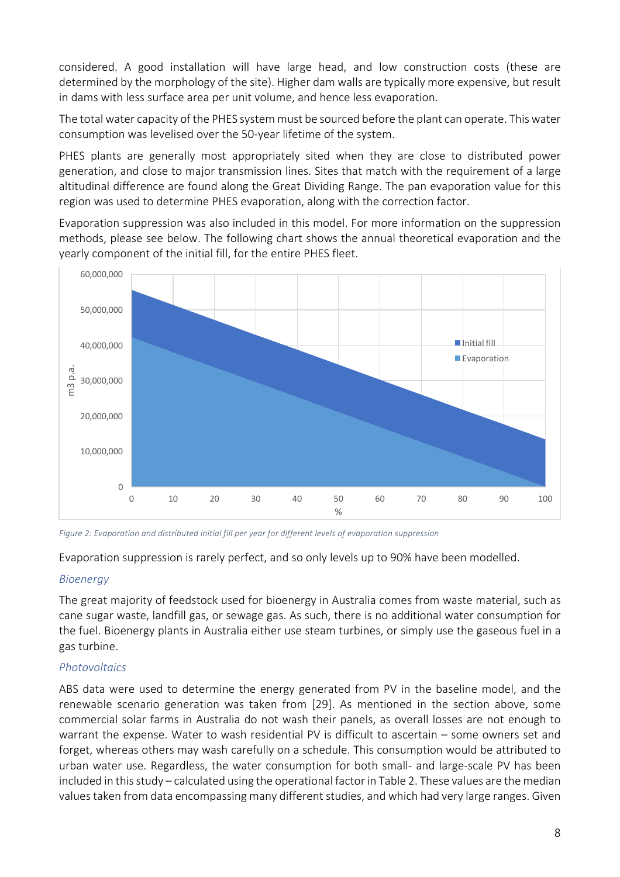considered. A good installation will have large head, and low construction costs (these are determined by the morphology of the site). Higher dam walls are typically more expensive, but result in dams with less surface area per unit volume, and hence less evaporation.

The total water capacity of the PHES system must be sourced before the plant can operate. This water consumption was levelised over the 50-year lifetime of the system.

PHES plants are generally most appropriately sited when they are close to distributed power generation, and close to major transmission lines. Sites that match with the requirement of a large altitudinal difference are found along the Great Dividing Range. The pan evaporation value for this region was used to determine PHES evaporation, along with the correction factor.

Evaporation suppression was also included in this model. For more information on the suppression methods, please see below. The following chart shows the annual theoretical evaporation and the yearly component of the initial fill, for the entire PHES fleet.

*Figure 2: Evaporation and distributed initial fill per year for different levels of evaporation suppression*

Evaporation suppression is rarely perfect, and so only levels up to 90% have been modelled.

### *Bioenergy*

The great majority of feedstock used for bioenergy in Australia comes from waste material, such as cane sugar waste, landfill gas, or sewage gas. As such, there is no additional water consumption for the fuel. Bioenergy plants in Australia either use steam turbines, or simply use the gaseous fuel in a gas turbine.

### *Photovoltaics*

ABS data were used to determine the energy generated from PV in the baseline model, and the renewable scenario generation was taken from [29]. As mentioned in the section above, some commercial solar farms in Australia do not wash their panels, as overall losses are not enough to warrant the expense. Water to wash residential PV is difficult to ascertain – some owners set and forget, whereas others may wash carefully on a schedule. This consumption would be attributed to urban water use. Regardless, the water consumption for both small- and large-scale PV has been included in this study – calculated using the operational factor in Table 2. These values are the median values taken from data encompassing many different studies, and which had very large ranges. Given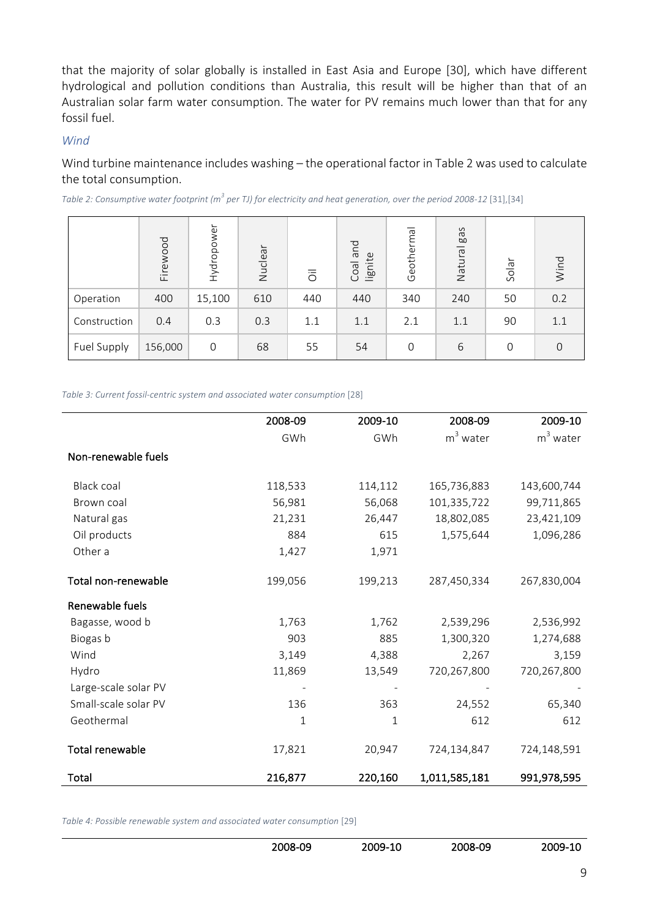that the majority of solar globally is installed in East Asia and Europe [30], which have different hydrological and pollution conditions than Australia, this result will be higher than that of an Australian solar farm water consumption. The water for PV remains much lower than that for any fossil fuel.

### *Wind*

Wind turbine maintenance includes washing – the operational factor in Table 2 was used to calculate the total consumption.

*Table 2: Consumptive water footprint ($m^3$ per TJ) for electricity and heat generation, over the period 2008-12* [31],[34]

| | Firewood | Hydropower | Nuclear | Oil | Coal and lignite | Geothermal | Natural gas | Solar | Wind |
|---|---|---|---|---|---|---|---|---|---|
| Operation | 400 | 15,100 | 610 | 440 | 440 | 340 | 240 | 50 | 0.2 |
| Construction | 0.4 | 0.3 | 0.3 | 1.1 | 1.1 | 2.1 | 1.1 | 90 | 1.1 |
| Fuel Supply | 156,000 | 0 | 68 | 55 | 54 | 0 | 6 | 0 | 0 |

*Table 3: Current fossil-centric system and associated water consumption* [28]

| | 2008-09 | 2009-10 | 2008-09 | 2009-10 |
|---|---|---|---|---|
| | GWh | GWh | $m^3$ water | $m^3$ water |
| **Non-renewable fuels** | | | | |
| Black coal | 118,533 | 114,112 | 165,736,883 | 143,600,744 |
| Brown coal | 56,981 | 56,068 | 101,335,722 | 99,711,865 |
| Natural gas | 21,231 | 26,447 | 18,802,085 | 23,421,109 |
| Oil products | 884 | 615 | 1,575,644 | 1,096,286 |
| Other a | 1,427 | 1,971 | | |
| **Total non-renewable** | 199,056 | 199,213 | 287,450,334 | 267,830,004 |
| **Renewable fuels** | | | | |
| Bagasse, wood b | 1,763 | 1,762 | 2,539,296 | 2,536,992 |
| Biogas b | 903 | 885 | 1,300,320 | 1,274,688 |
| Wind | 3,149 | 4,388 | 2,267 | 3,159 |
| Hydro | 11,869 | 13,549 | 720,267,800 | 720,267,800 |
| Large-scale solar PV | - | - | - | - |
| Small-scale solar PV | 136 | 363 | 24,552 | 65,340 |
| Geothermal | 1 | 1 | 612 | 612 |
| **Total renewable** | 17,821 | 20,947 | 724,134,847 | 724,148,591 |
| **Total** | **216,877** | **220,160** | **1,011,585,181** | **991,978,595** |

*Table 4: Possible renewable system and associated water consumption* [29]

| | 2008-09 | 2009-10 | 2008-09 | 2009-10 |
|---|---|---|---|---|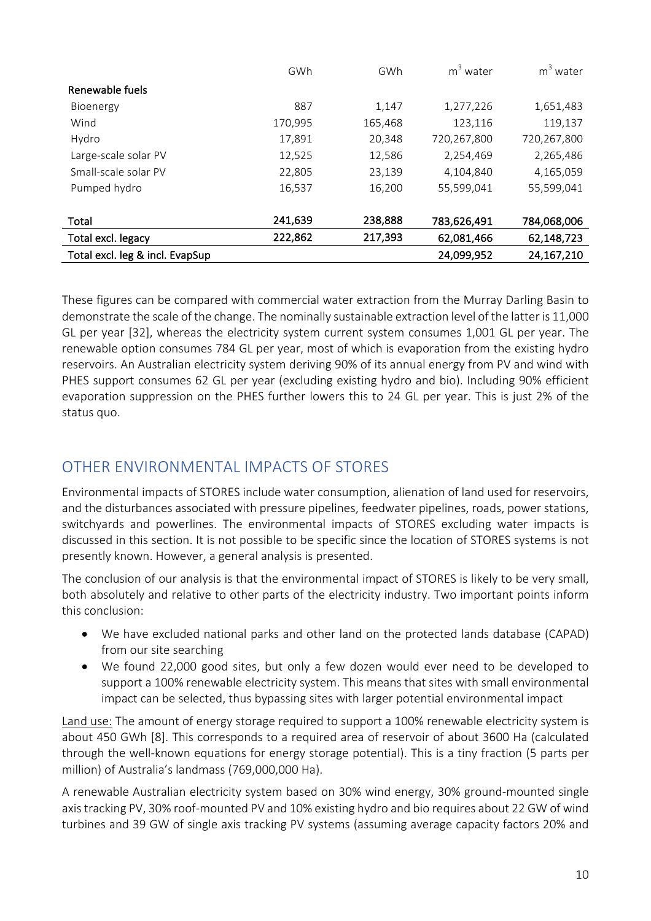| | GWh | GWh | $m^3$ water | $m^3$ water |
|---|---|---|---|---|
| Renewable fuels | | | | |
| Bioenergy | 887 | 1,147 | 1,277,226 | 1,651,483 |
| Wind | 170,995 | 165,468 | 123,116 | 119,137 |
| Hydro | 17,891 | 20,348 | 720,267,800 | 720,267,800 |
| Large-scale solar PV | 12,525 | 12,586 | 2,254,469 | 2,265,486 |
| Small-scale solar PV | 22,805 | 23,139 | 4,104,840 | 4,165,059 |
| Pumped hydro | 16,537 | 16,200 | 55,599,041 | 55,599,041 |
| **Total** | **241,639** | **238,888** | **783,626,491** | **784,068,006** |
| **Total excl. legacy** | **222,862** | **217,393** | **62,081,466** | **62,148,723** |
| **Total excl. leg & incl. EvapSup** | | | **24,099,952** | **24,167,210** |

These figures can be compared with commercial water extraction from the Murray Darling Basin to demonstrate the scale of the change. The nominally sustainable extraction level of the latter is 11,000 GL per year [32], whereas the electricity system current system consumes 1,001 GL per year. The renewable option consumes 784 GL per year, most of which is evaporation from the existing hydro reservoirs. An Australian electricity system deriving 90% of its annual energy from PV and wind with PHES support consumes 62 GL per year (excluding existing hydro and bio). Including 90% efficient evaporation suppression on the PHES further lowers this to 24 GL per year. This is just 2% of the status quo.

## OTHER ENVIRONMENTAL IMPACTS OF STORES

Environmental impacts of STORES include water consumption, alienation of land used for reservoirs, and the disturbances associated with pressure pipelines, feedwater pipelines, roads, power stations, switchyards and powerlines. The environmental impacts of STORES excluding water impacts is discussed in this section. It is not possible to be specific since the location of STORES systems is not presently known. However, a general analysis is presented.

The conclusion of our analysis is that the environmental impact of STORES is likely to be very small, both absolutely and relative to other parts of the electricity industry. Two important points inform this conclusion:

- We have excluded national parks and other land on the protected lands database (CAPAD) from our site searching
- We found 22,000 good sites, but only a few dozen would ever need to be developed to support a 100% renewable electricity system. This means that sites with small environmental impact can be selected, thus bypassing sites with larger potential environmental impact

Land use: The amount of energy storage required to support a 100% renewable electricity system is about 450 GWh [8]. This corresponds to a required area of reservoir of about 3600 Ha (calculated through the well-known equations for energy storage potential). This is a tiny fraction (5 parts per million) of Australia's landmass (769,000,000 Ha).

A renewable Australian electricity system based on 30% wind energy, 30% ground-mounted single axis tracking PV, 30% roof-mounted PV and 10% existing hydro and bio requires about 22 GW of wind turbines and 39 GW of single axis tracking PV systems (assuming average capacity factors 20% and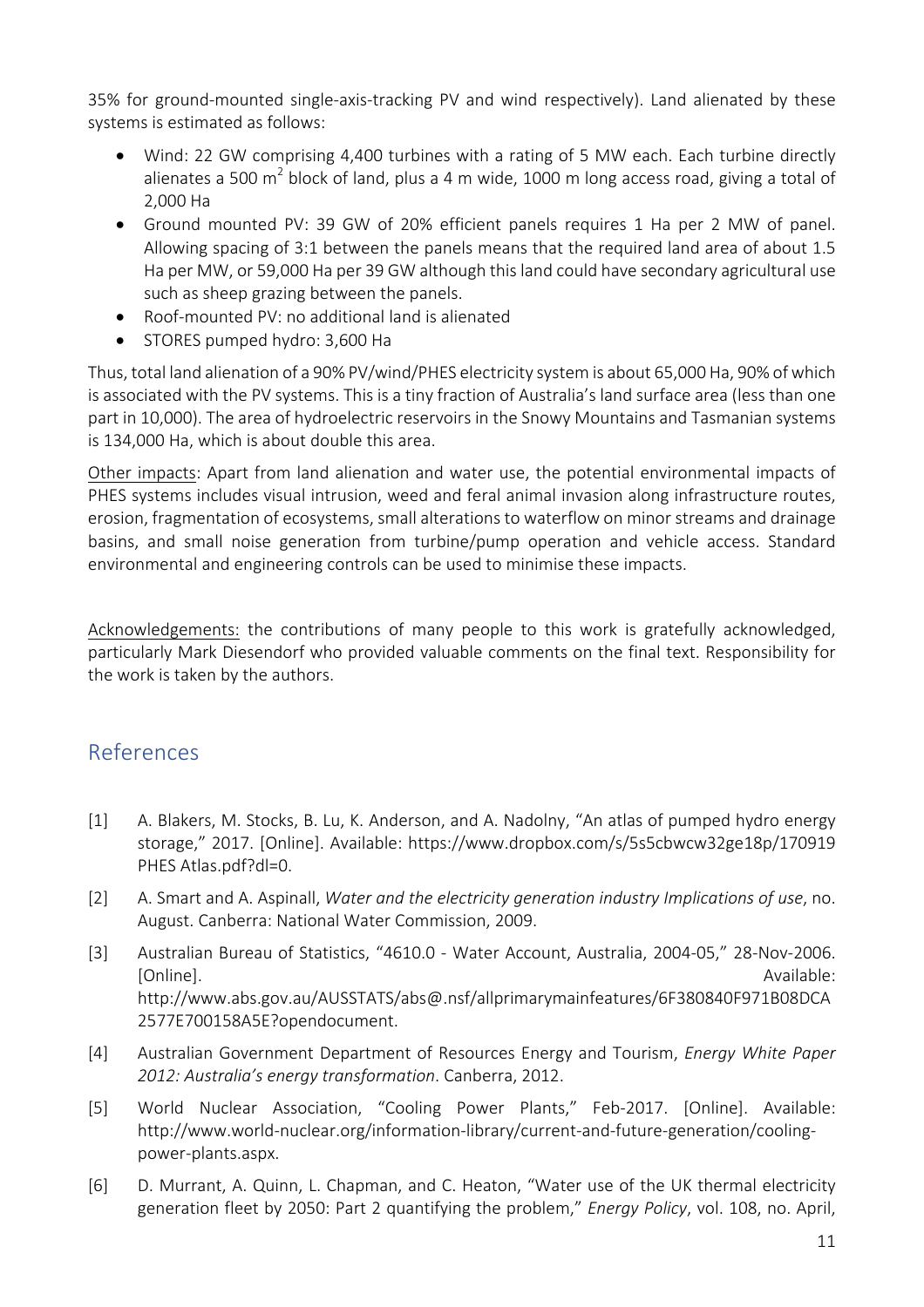35% for ground-mounted single-axis-tracking PV and wind respectively). Land alienated by these systems is estimated as follows:

- Wind: 22 GW comprising 4,400 turbines with a rating of 5 MW each. Each turbine directly alienates a 500 $m^2$ block of land, plus a 4 m wide, 1000 m long access road, giving a total of 2,000 Ha
- Ground mounted PV: 39 GW of 20% efficient panels requires 1 Ha per 2 MW of panel. Allowing spacing of 3:1 between the panels means that the required land area of about 1.5 Ha per MW, or 59,000 Ha per 39 GW although this land could have secondary agricultural use such as sheep grazing between the panels.
- Roof-mounted PV: no additional land is alienated
- STORES pumped hydro: 3,600 Ha

Thus, total land alienation of a 90% PV/wind/PHES electricity system is about 65,000 Ha, 90% of which is associated with the PV systems. This is a tiny fraction of Australia's land surface area (less than one part in 10,000). The area of hydroelectric reservoirs in the Snowy Mountains and Tasmanian systems is 134,000 Ha, which is about double this area.

Other impacts: Apart from land alienation and water use, the potential environmental impacts of PHES systems includes visual intrusion, weed and feral animal invasion along infrastructure routes, erosion, fragmentation of ecosystems, small alterations to waterflow on minor streams and drainage basins, and small noise generation from turbine/pump operation and vehicle access. Standard environmental and engineering controls can be used to minimise these impacts.

Acknowledgements: the contributions of many people to this work is gratefully acknowledged, particularly Mark Diesendorf who provided valuable comments on the final text. Responsibility for the work is taken by the authors.

## References

[1] A. Blakers, M. Stocks, B. Lu, K. Anderson, and A. Nadolny, "An atlas of pumped hydro energy storage," 2017. [Online]. Available: https://www.dropbox.com/s/5s5cbwcw32ge18p/170919 PHES Atlas.pdf?dl=0.

[2] A. Smart and A. Aspinall, *Water and the electricity generation industry Implications of use*, no. August. Canberra: National Water Commission, 2009.

[3] Australian Bureau of Statistics, "4610.0 - Water Account, Australia, 2004-05," 28-Nov-2006. [Online]. Available: http://www.abs.gov.au/AUSSTATS/abs@.nsf/allprimarymainfeatures/6F380840F971B08DCA2577E700158A5E?opendocument.

[4] Australian Government Department of Resources Energy and Tourism, *Energy White Paper 2012: Australia's energy transformation*. Canberra, 2012.

[5] World Nuclear Association, "Cooling Power Plants," Feb-2017. [Online]. Available: http://www.world-nuclear.org/information-library/current-and-future-generation/cooling-power-plants.aspx.

[6] D. Murrant, A. Quinn, L. Chapman, and C. Heaton, "Water use of the UK thermal electricity generation fleet by 2050: Part 2 quantifying the problem," *Energy Policy*, vol. 108, no. April,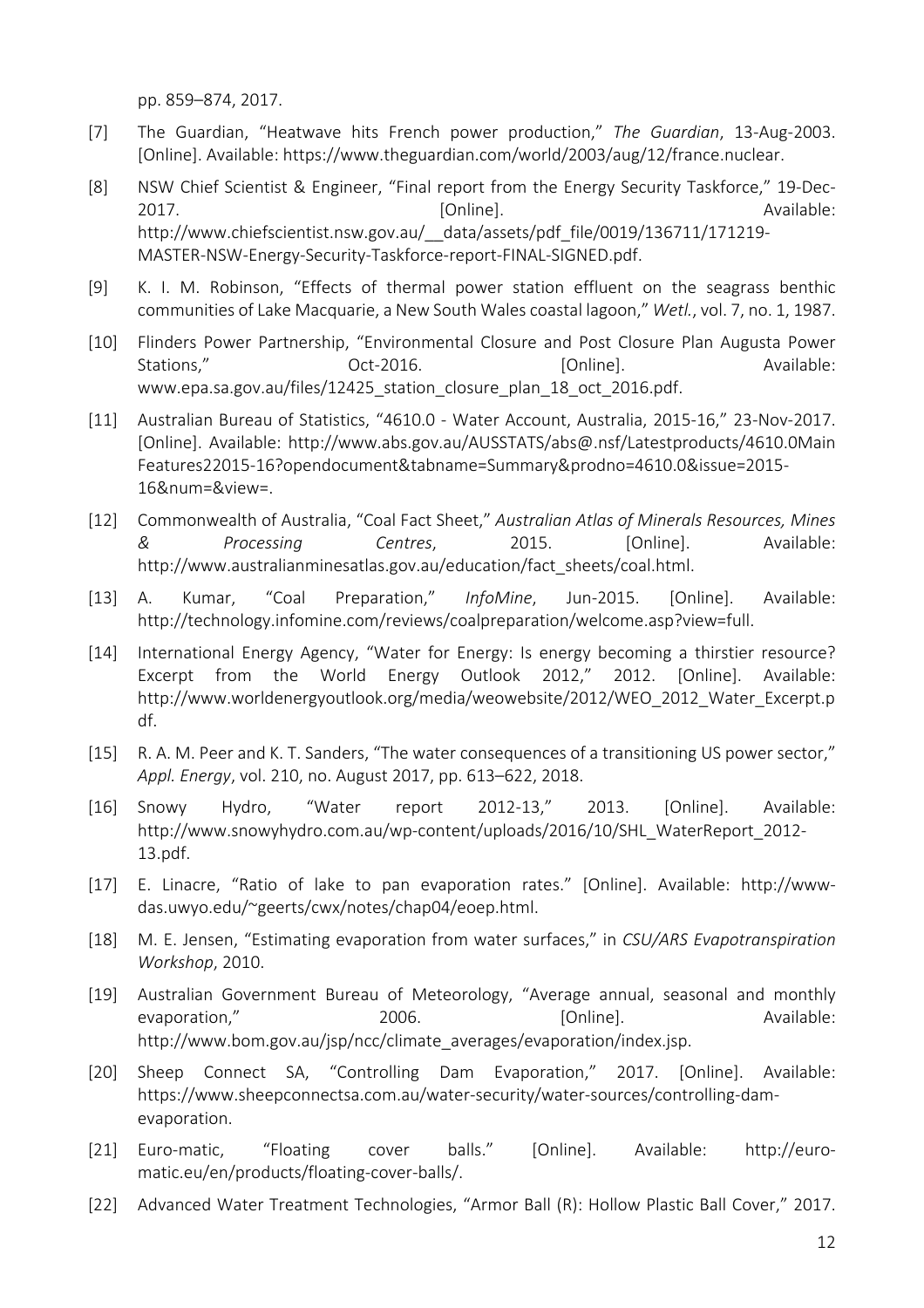pp. 859–874, 2017.

[7] The Guardian, "Heatwave hits French power production," *The Guardian*, 13-Aug-2003. [Online]. Available: https://www.theguardian.com/world/2003/aug/12/france.nuclear.

[8] NSW Chief Scientist & Engineer, "Final report from the Energy Security Taskforce," 19-Dec-2017. [Online]. Available: http://www.chiefscientist.nsw.gov.au/__data/assets/pdf_file/0019/136711/171219-MASTER-NSW-Energy-Security-Taskforce-report-FINAL-SIGNED.pdf.

[9] K. I. M. Robinson, "Effects of thermal power station effluent on the seagrass benthic communities of Lake Macquarie, a New South Wales coastal lagoon," *Wetl.*, vol. 7, no. 1, 1987.

[10] Flinders Power Partnership, "Environmental Closure and Post Closure Plan Augusta Power Stations," Oct-2016. [Online]. Available: www.epa.sa.gov.au/files/12425_station_closure_plan_18_oct_2016.pdf.

[11] Australian Bureau of Statistics, "4610.0 - Water Account, Australia, 2015-16," 23-Nov-2017. [Online]. Available: http://www.abs.gov.au/AUSSTATS/abs@.nsf/Latestproducts/4610.0Main Features22015-16?opendocument&tabname=Summary&prodno=4610.0&issue=2015-16&num=&view=.

[12] Commonwealth of Australia, "Coal Fact Sheet," *Australian Atlas of Minerals Resources, Mines & Processing Centres*, 2015. [Online]. Available: http://www.australianminesatlas.gov.au/education/fact_sheets/coal.html.

[13] A. Kumar, "Coal Preparation," *InfoMine*, Jun-2015. [Online]. Available: http://technology.infomine.com/reviews/coalpreparation/welcome.asp?view=full.

[14] International Energy Agency, "Water for Energy: Is energy becoming a thirstier resource? Excerpt from the World Energy Outlook 2012," 2012. [Online]. Available: http://www.worldenergyoutlook.org/media/weowebsite/2012/WEO_2012_Water_Excerpt.pdf.

[15] R. A. M. Peer and K. T. Sanders, "The water consequences of a transitioning US power sector," *Appl. Energy*, vol. 210, no. August 2017, pp. 613–622, 2018.

[16] Snowy Hydro, "Water report 2012-13," 2013. [Online]. Available: http://www.snowyhydro.com.au/wp-content/uploads/2016/10/SHL_WaterReport_2012-13.pdf.

[17] E. Linacre, "Ratio of lake to pan evaporation rates." [Online]. Available: http://www-das.uwyo.edu/~geerts/cwx/notes/chap04/eoep.html.

[18] M. E. Jensen, "Estimating evaporation from water surfaces," in *CSU/ARS Evapotranspiration Workshop*, 2010.

[19] Australian Government Bureau of Meteorology, "Average annual, seasonal and monthly evaporation," 2006. [Online]. Available: http://www.bom.gov.au/jsp/ncc/climate_averages/evaporation/index.jsp.

[20] Sheep Connect SA, "Controlling Dam Evaporation," 2017. [Online]. Available: https://www.sheepconnectsa.com.au/water-security/water-sources/controlling-dam-evaporation.

[21] Euro-matic, "Floating cover balls." [Online]. Available: http://euro-matic.eu/en/products/floating-cover-balls/.

[22] Advanced Water Treatment Technologies, "Armor Ball (R): Hollow Plastic Ball Cover," 2017.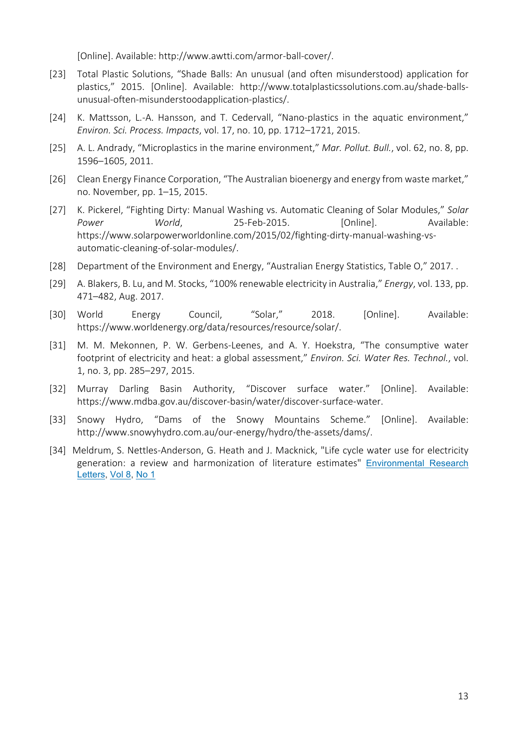[Online]. Available: http://www.awtti.com/armor-ball-cover/.

[23] Total Plastic Solutions, "Shade Balls: An unusual (and often misunderstood) application for plastics," 2015. [Online]. Available: http://www.totalplasticssolutions.com.au/shade-balls-unusual-often-misunderstoodapplication-plastics/.

[24] K. Mattsson, L.-A. Hansson, and T. Cedervall, "Nano-plastics in the aquatic environment," *Environ. Sci. Process. Impacts*, vol. 17, no. 10, pp. 1712–1721, 2015.

[25] A. L. Andrady, "Microplastics in the marine environment," *Mar. Pollut. Bull.*, vol. 62, no. 8, pp. 1596–1605, 2011.

[26] Clean Energy Finance Corporation, "The Australian bioenergy and energy from waste market," no. November, pp. 1–15, 2015.

[27] K. Pickerel, "Fighting Dirty: Manual Washing vs. Automatic Cleaning of Solar Modules," *Solar Power World*, 25-Feb-2015. [Online]. Available: https://www.solarpowerworldonline.com/2015/02/fighting-dirty-manual-washing-vs-automatic-cleaning-of-solar-modules/.

[28] Department of the Environment and Energy, "Australian Energy Statistics, Table O," 2017. .

[29] A. Blakers, B. Lu, and M. Stocks, "100% renewable electricity in Australia," *Energy*, vol. 133, pp. 471–482, Aug. 2017.

[30] World Energy Council, "Solar," 2018. [Online]. Available: https://www.worldenergy.org/data/resources/resource/solar/.

[31] M. M. Mekonnen, P. W. Gerbens-Leenes, and A. Y. Hoekstra, "The consumptive water footprint of electricity and heat: a global assessment," *Environ. Sci. Water Res. Technol.*, vol. 1, no. 3, pp. 285–297, 2015.

[32] Murray Darling Basin Authority, "Discover surface water." [Online]. Available: https://www.mdba.gov.au/discover-basin/water/discover-surface-water.

[33] Snowy Hydro, "Dams of the Snowy Mountains Scheme." [Online]. Available: http://www.snowyhydro.com.au/our-energy/hydro/the-assets/dams/.

[34] Meldrum, S. Nettles-Anderson, G. Heath and J. Macknick, "Life cycle water use for electricity generation: a review and harmonization of literature estimates" Environmental Research Letters, Vol 8, No 1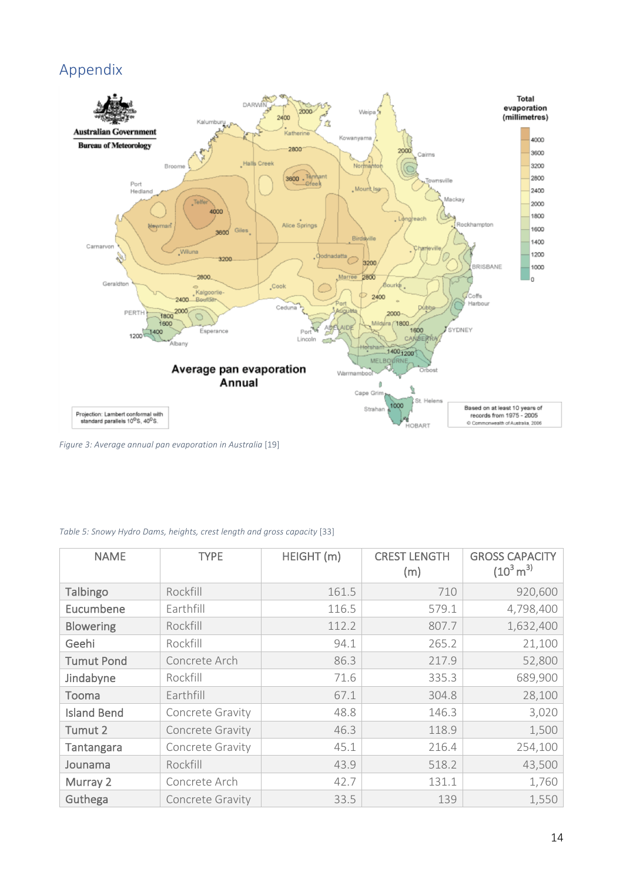# Appendix

*Figure 3: Average annual pan evaporation in Australia* [19]

*Table 5: Snowy Hydro Dams, heights, crest length and gross capacity* [33]

| NAME | TYPE | HEIGHT (m) | CREST LENGTH (m) | GROSS CAPACITY ($10^3$ $m^3$) |
|---|---|---|---|---|
| Talbingo | Rockfill | 161.5 | 710 | 920,600 |
| Eucumbene | Earthfill | 116.5 | 579.1 | 4,798,400 |
| Blowering | Rockfill | 112.2 | 807.7 | 1,632,400 |
| Geehi | Rockfill | 94.1 | 265.2 | 21,100 |
| Tumut Pond | Concrete Arch | 86.3 | 217.9 | 52,800 |
| Jindabyne | Rockfill | 71.6 | 335.3 | 689,900 |
| Tooma | Earthfill | 67.1 | 304.8 | 28,100 |
| Island Bend | Concrete Gravity | 48.8 | 146.3 | 3,020 |
| Tumut 2 | Concrete Gravity | 46.3 | 118.9 | 1,500 |
| Tantangara | Concrete Gravity | 45.1 | 216.4 | 254,100 |
| Jounama | Rockfill | 43.9 | 518.2 | 43,500 |
| Murray 2 | Concrete Arch | 42.7 | 131.1 | 1,760 |
| Guthega | Concrete Gravity | 33.5 | 139 | 1,550 |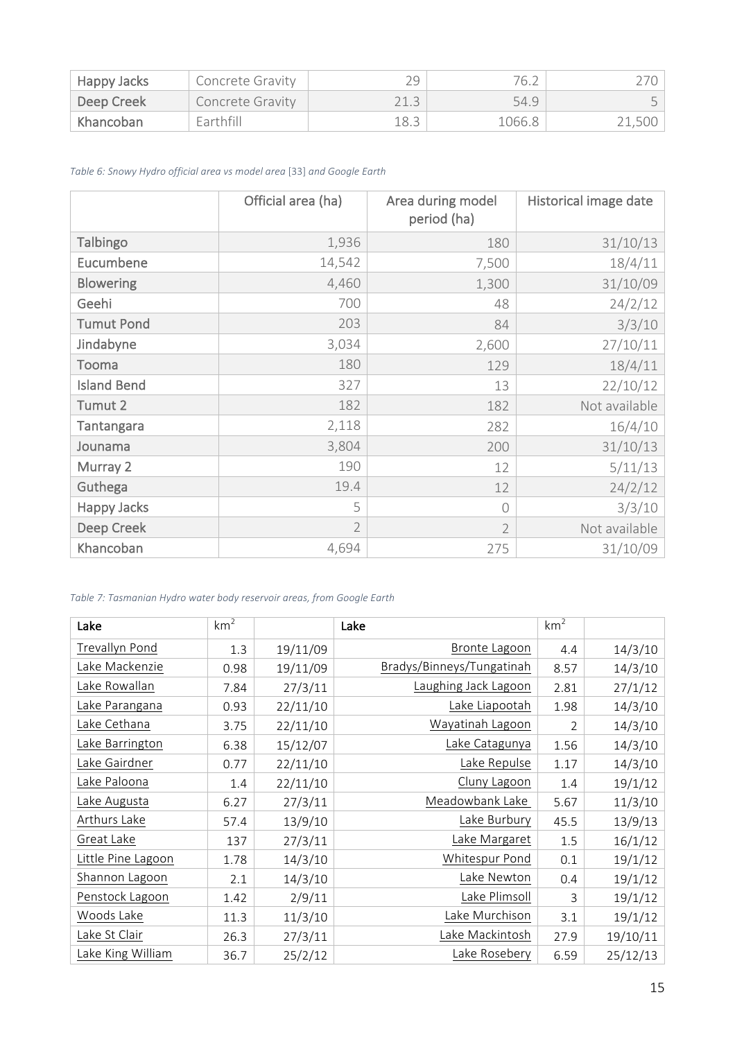| Happy Jacks | Concrete Gravity | 29 | 76.2 | 270 |
|---|---|---|---|---|
| Deep Creek | Concrete Gravity | 21.3 | 54.9 | 5 |
| Khancoban | Earthfill | 18.3 | 1066.8 | 21,500 |

*Table 6: Snowy Hydro official area vs model area [33] and Google Earth*

| | Official area (ha) | Area during model period (ha) | Historical image date |
|---|---|---|---|
| Talbingo | 1,936 | 180 | 31/10/13 |
| Eucumbene | 14,542 | 7,500 | 18/4/11 |
| Blowering | 4,460 | 1,300 | 31/10/09 |
| Geehi | 700 | 48 | 24/2/12 |
| Tumut Pond | 203 | 84 | 3/3/10 |
| Jindabyne | 3,034 | 2,600 | 27/10/11 |
| Tooma | 180 | 129 | 18/4/11 |
| Island Bend | 327 | 13 | 22/10/12 |
| Tumut 2 | 182 | 182 | Not available |
| Tantangara | 2,118 | 282 | 16/4/10 |
| Jounama | 3,804 | 200 | 31/10/13 |
| Murray 2 | 190 | 12 | 5/11/13 |
| Guthega | 19.4 | 12 | 24/2/12 |
| Happy Jacks | 5 | 0 | 3/3/10 |
| Deep Creek | 2 | 2 | Not available |
| Khancoban | 4,694 | 275 | 31/10/09 |

*Table 7: Tasmanian Hydro water body reservoir areas, from Google Earth*

| Lake | $km^2$ | | Lake | $km^2$ | |
|---|---|---|---|---|---|
| Trevallyn Pond | 1.3 | 19/11/09 | Bronte Lagoon | 4.4 | 14/3/10 |
| Lake Mackenzie | 0.98 | 19/11/09 | Bradys/Binneys/Tungatinah | 8.57 | 14/3/10 |
| Lake Rowallan | 7.84 | 27/3/11 | Laughing Jack Lagoon | 2.81 | 27/1/12 |
| Lake Parangana | 0.93 | 22/11/10 | Lake Liapootah | 1.98 | 14/3/10 |
| Lake Cethana | 3.75 | 22/11/10 | Wayatinah Lagoon | 2 | 14/3/10 |
| Lake Barrington | 6.38 | 15/12/07 | Lake Catagunya | 1.56 | 14/3/10 |
| Lake Gairdner | 0.77 | 22/11/10 | Lake Repulse | 1.17 | 14/3/10 |
| Lake Paloona | 1.4 | 22/11/10 | Cluny Lagoon | 1.4 | 19/1/12 |
| Lake Augusta | 6.27 | 27/3/11 | Meadowbank Lake | 5.67 | 11/3/10 |
| Arthurs Lake | 57.4 | 13/9/10 | Lake Burbury | 45.5 | 13/9/13 |
| Great Lake | 137 | 27/3/11 | Lake Margaret | 1.5 | 16/1/12 |
| Little Pine Lagoon | 1.78 | 14/3/10 | Whitespur Pond | 0.1 | 19/1/12 |
| Shannon Lagoon | 2.1 | 14/3/10 | Lake Newton | 0.4 | 19/1/12 |
| Penstock Lagoon | 1.42 | 2/9/11 | Lake Plimsoll | 3 | 19/1/12 |
| Woods Lake | 11.3 | 11/3/10 | Lake Murchison | 3.1 | 19/1/12 |
| Lake St Clair | 26.3 | 27/3/11 | Lake Mackintosh | 27.9 | 19/10/11 |
| Lake King William | 36.7 | 25/2/12 | Lake Rosebery | 6.59 | 25/12/13 |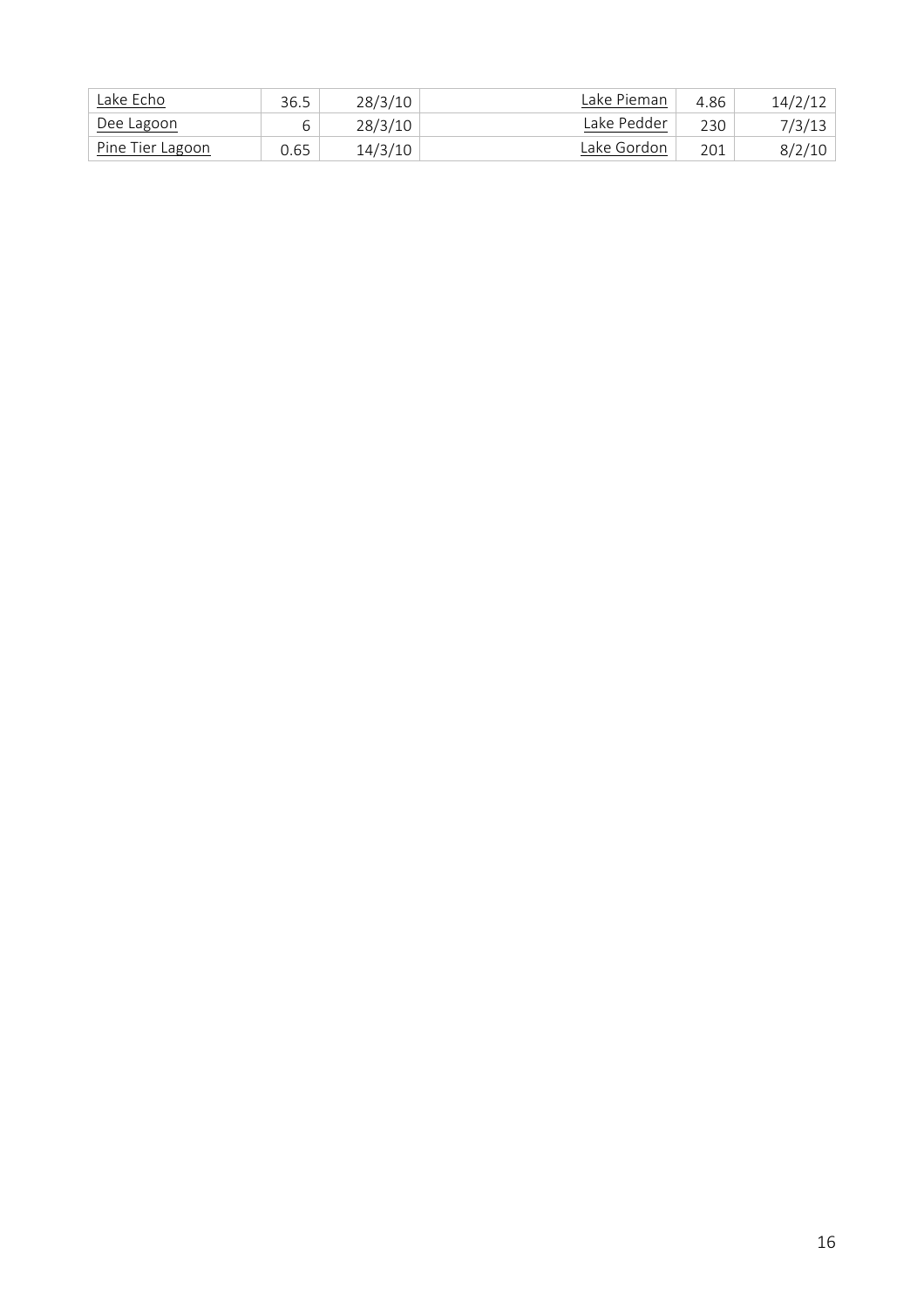| | | | | | | |
|---|---|---|---|---|---|---|
| Lake Echo | 36.5 | 28/3/10 | | Lake Pieman | 4.86 | 14/2/12 |
| Dee Lagoon | 6 | 28/3/10 | | Lake Pedder | 230 | 7/3/13 |
| Pine Tier Lagoon | 0.65 | 14/3/10 | | Lake Gordon | 201 | 8/2/10 |